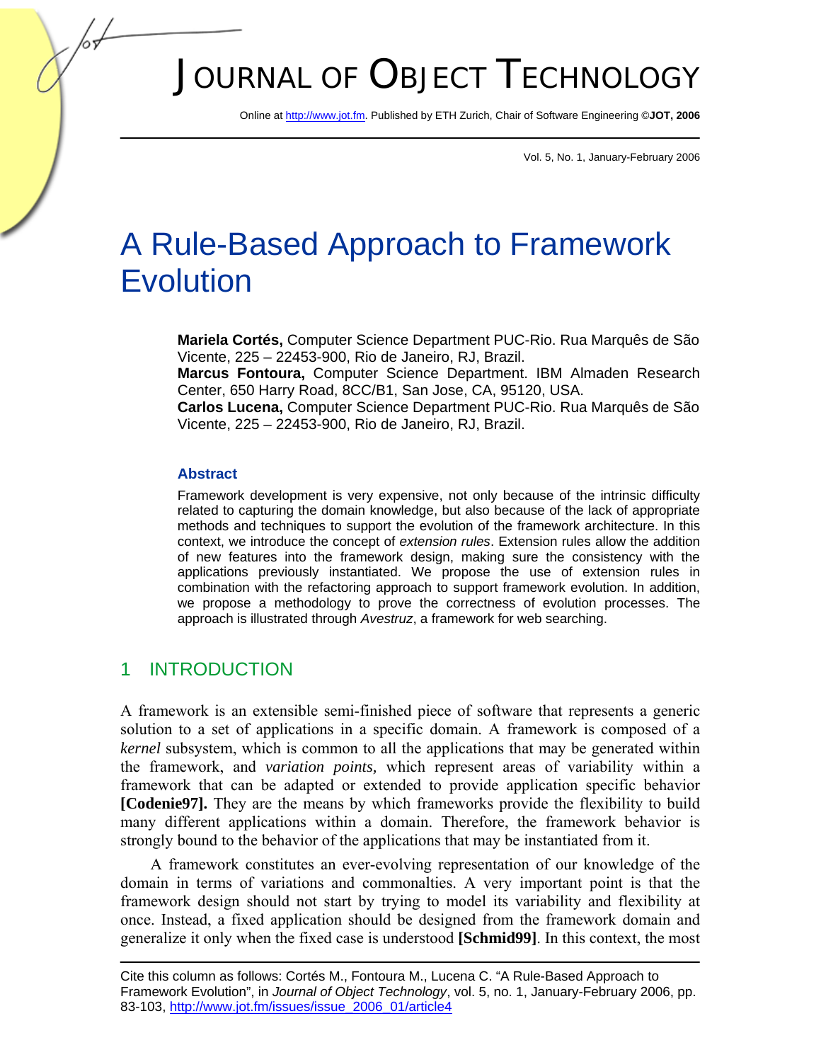# A Rule-Based Approach to Framework Evolution

**Mariela Cortés,** Computer Science Department PUC-Rio. Rua Marquês de São Vicente, 225 – 22453-900, Rio de Janeiro, RJ, Brazil.
**Marcus Fontoura,** Computer Science Department. IBM Almaden Research Center, 650 Harry Road, 8CC/B1, San Jose, CA, 95120, USA.
**Carlos Lucena,** Computer Science Department PUC-Rio. Rua Marquês de São Vicente, 225 – 22453-900, Rio de Janeiro, RJ, Brazil.

### Abstract

Framework development is very expensive, not only because of the intrinsic difficulty related to capturing the domain knowledge, but also because of the lack of appropriate methods and techniques to support the evolution of the framework architecture. In this context, we introduce the concept of *extension rules*. Extension rules allow the addition of new features into the framework design, making sure the consistency with the applications previously instantiated. We propose the use of extension rules in combination with the refactoring approach to support framework evolution. In addition, we propose a methodology to prove the correctness of evolution processes. The approach is illustrated through *Avestruz*, a framework for web searching.

## 1 INTRODUCTION

A framework is an extensible semi-finished piece of software that represents a generic solution to a set of applications in a specific domain. A framework is composed of a *kernel* subsystem, which is common to all the applications that may be generated within the framework, and *variation points,* which represent areas of variability within a framework that can be adapted or extended to provide application specific behavior **[Codenie97].** They are the means by which frameworks provide the flexibility to build many different applications within a domain. Therefore, the framework behavior is strongly bound to the behavior of the applications that may be instantiated from it.

A framework constitutes an ever-evolving representation of our knowledge of the domain in terms of variations and commonalties. A very important point is that the framework design should not start by trying to model its variability and flexibility at once. Instead, a fixed application should be designed from the framework domain and generalize it only when the fixed case is understood **[Schmid99]**. In this context, the most

Cite this column as follows: Cortés M., Fontoura M., Lucena C. "A Rule-Based Approach to Framework Evolution", in *Journal of Object Technology*, vol. 5, no. 1, January-February 2006, pp. 83-103, http://www.jot.fm/issues/issue_2006_01/article4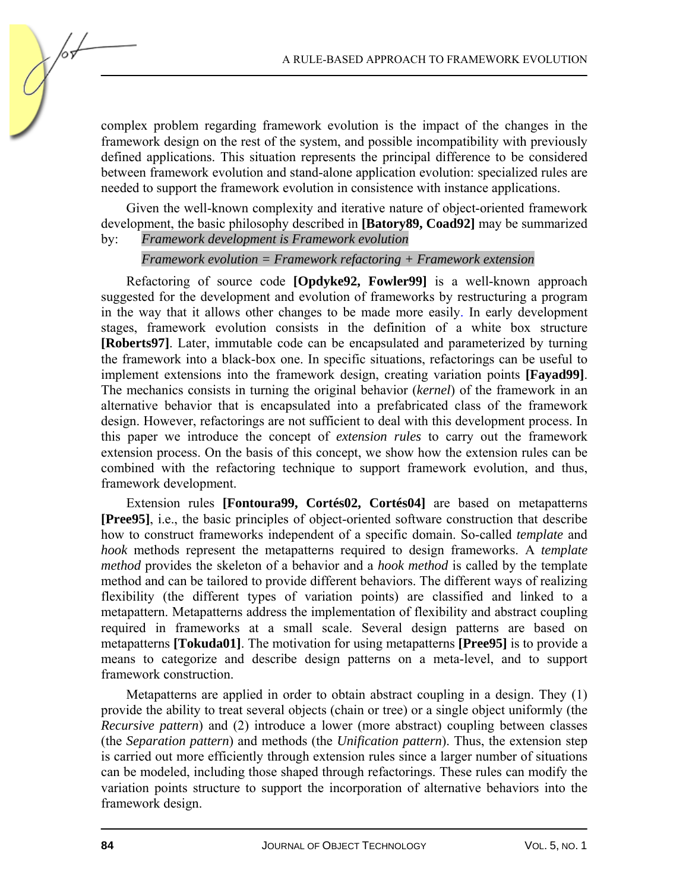complex problem regarding framework evolution is the impact of the changes in the framework design on the rest of the system, and possible incompatibility with previously defined applications. This situation represents the principal difference to be considered between framework evolution and stand-alone application evolution: specialized rules are needed to support the framework evolution in consistence with instance applications.

Given the well-known complexity and iterative nature of object-oriented framework development, the basic philosophy described in **[Batory89, Coad92]** may be summarized by: *Framework development is Framework evolution*

*Framework evolution = Framework refactoring + Framework extension*

Refactoring of source code **[Opdyke92, Fowler99]** is a well-known approach suggested for the development and evolution of frameworks by restructuring a program in the way that it allows other changes to be made more easily. In early development stages, framework evolution consists in the definition of a white box structure **[Roberts97]**. Later, immutable code can be encapsulated and parameterized by turning the framework into a black-box one. In specific situations, refactorings can be useful to implement extensions into the framework design, creating variation points **[Fayad99]**. The mechanics consists in turning the original behavior (*kernel*) of the framework in an alternative behavior that is encapsulated into a prefabricated class of the framework design. However, refactorings are not sufficient to deal with this development process. In this paper we introduce the concept of *extension rules* to carry out the framework extension process. On the basis of this concept, we show how the extension rules can be combined with the refactoring technique to support framework evolution, and thus, framework development.

Extension rules **[Fontoura99, Cortés02, Cortés04]** are based on metapatterns **[Pree95]**, i.e., the basic principles of object-oriented software construction that describe how to construct frameworks independent of a specific domain. So-called *template* and *hook* methods represent the metapatterns required to design frameworks. A *template method* provides the skeleton of a behavior and a *hook method* is called by the template method and can be tailored to provide different behaviors. The different ways of realizing flexibility (the different types of variation points) are classified and linked to a metapattern. Metapatterns address the implementation of flexibility and abstract coupling required in frameworks at a small scale. Several design patterns are based on metapatterns **[Tokuda01]**. The motivation for using metapatterns **[Pree95]** is to provide a means to categorize and describe design patterns on a meta-level, and to support framework construction.

Metapatterns are applied in order to obtain abstract coupling in a design. They (1) provide the ability to treat several objects (chain or tree) or a single object uniformly (the *Recursive pattern*) and (2) introduce a lower (more abstract) coupling between classes (the *Separation pattern*) and methods (the *Unification pattern*). Thus, the extension step is carried out more efficiently through extension rules since a larger number of situations can be modeled, including those shaped through refactorings. These rules can modify the variation points structure to support the incorporation of alternative behaviors into the framework design.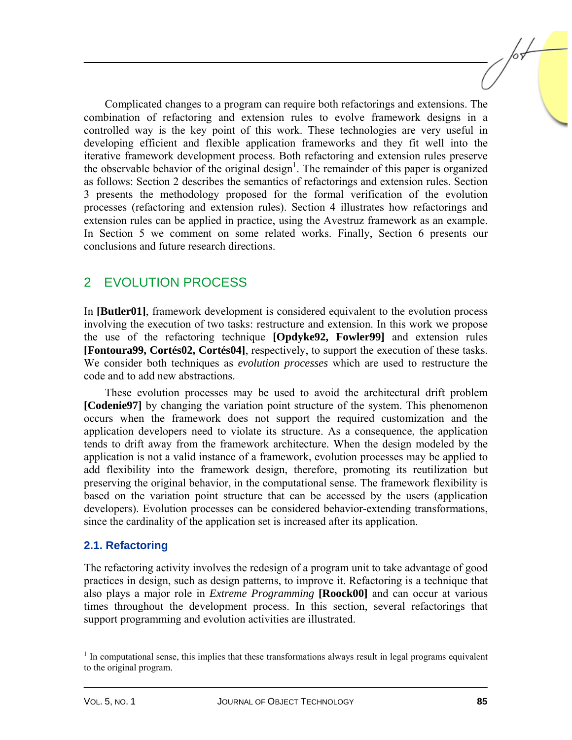Complicated changes to a program can require both refactorings and extensions. The combination of refactoring and extension rules to evolve framework designs in a controlled way is the key point of this work. These technologies are very useful in developing efficient and flexible application frameworks and they fit well into the iterative framework development process. Both refactoring and extension rules preserve the observable behavior of the original design[1]. The remainder of this paper is organized as follows: Section 2 describes the semantics of refactorings and extension rules. Section 3 presents the methodology proposed for the formal verification of the evolution processes (refactoring and extension rules). Section 4 illustrates how refactorings and extension rules can be applied in practice, using the Avestruz framework as an example. In Section 5 we comment on some related works. Finally, Section 6 presents our conclusions and future research directions.

## 2 EVOLUTION PROCESS

In **[Butler01]**, framework development is considered equivalent to the evolution process involving the execution of two tasks: restructure and extension. In this work we propose the use of the refactoring technique **[Opdyke92, Fowler99]** and extension rules **[Fontoura99, Cortés02, Cortés04]**, respectively, to support the execution of these tasks. We consider both techniques as *evolution processes* which are used to restructure the code and to add new abstractions.

These evolution processes may be used to avoid the architectural drift problem **[Codenie97]** by changing the variation point structure of the system. This phenomenon occurs when the framework does not support the required customization and the application developers need to violate its structure. As a consequence, the application tends to drift away from the framework architecture. When the design modeled by the application is not a valid instance of a framework, evolution processes may be applied to add flexibility into the framework design, therefore, promoting its reutilization but preserving the original behavior, in the computational sense. The framework flexibility is based on the variation point structure that can be accessed by the users (application developers). Evolution processes can be considered behavior-extending transformations, since the cardinality of the application set is increased after its application.

### 2.1. Refactoring

The refactoring activity involves the redesign of a program unit to take advantage of good practices in design, such as design patterns, to improve it. Refactoring is a technique that also plays a major role in *Extreme Programming* **[Roock00]** and can occur at various times throughout the development process. In this section, several refactorings that support programming and evolution activities are illustrated.

[1] In computational sense, this implies that these transformations always result in legal programs equivalent to the original program.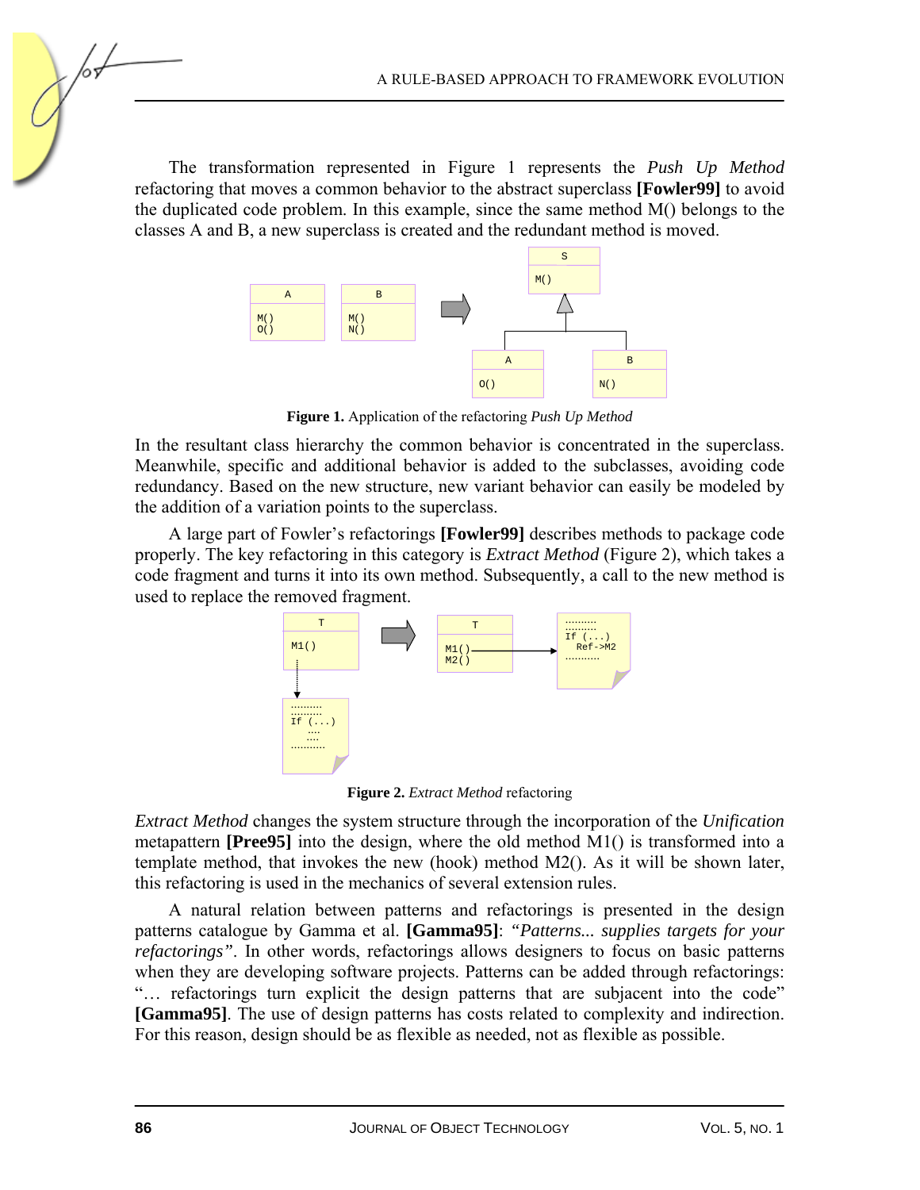The transformation represented in Figure 1 represents the *Push Up Method* refactoring that moves a common behavior to the abstract superclass **[Fowler99]** to avoid the duplicated code problem. In this example, since the same method M() belongs to the classes A and B, a new superclass is created and the redundant method is moved.

**Figure 1.** Application of the refactoring *Push Up Method*

In the resultant class hierarchy the common behavior is concentrated in the superclass. Meanwhile, specific and additional behavior is added to the subclasses, avoiding code redundancy. Based on the new structure, new variant behavior can easily be modeled by the addition of a variation points to the superclass.

A large part of Fowler's refactorings **[Fowler99]** describes methods to package code properly. The key refactoring in this category is *Extract Method* (Figure 2), which takes a code fragment and turns it into its own method. Subsequently, a call to the new method is used to replace the removed fragment.

**Figure 2.** *Extract Method* refactoring

*Extract Method* changes the system structure through the incorporation of the *Unification* metapattern **[Pree95]** into the design, where the old method M1() is transformed into a template method, that invokes the new (hook) method M2(). As it will be shown later, this refactoring is used in the mechanics of several extension rules.

A natural relation between patterns and refactorings is presented in the design patterns catalogue by Gamma et al. **[Gamma95]**: *"Patterns... supplies targets for your refactorings"*. In other words, refactorings allows designers to focus on basic patterns when they are developing software projects. Patterns can be added through refactorings: "… refactorings turn explicit the design patterns that are subjacent into the code" **[Gamma95]**. The use of design patterns has costs related to complexity and indirection. For this reason, design should be as flexible as needed, not as flexible as possible.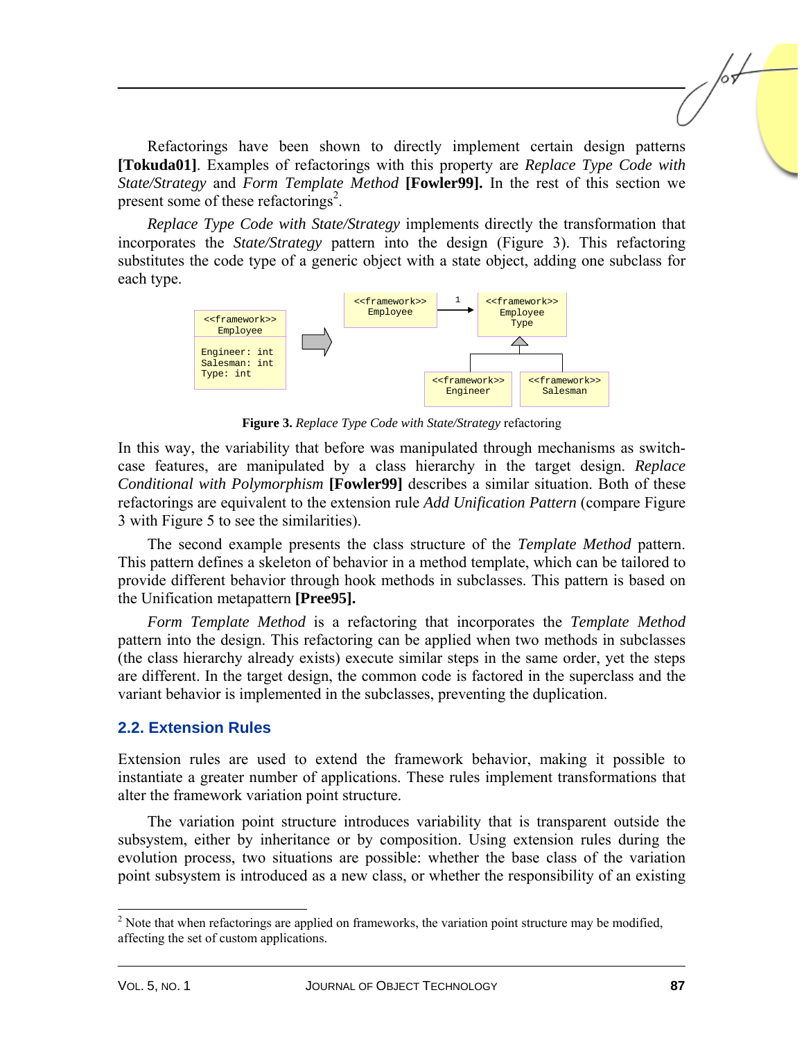Refactorings have been shown to directly implement certain design patterns **[Tokuda01]**. Examples of refactorings with this property are *Replace Type Code with State/Strategy* and *Form Template Method* **[Fowler99].** In the rest of this section we present some of these refactorings[2].

*Replace Type Code with State/Strategy* implements directly the transformation that incorporates the *State/Strategy* pattern into the design (Figure 3). This refactoring substitutes the code type of a generic object with a state object, adding one subclass for each type.

**Figure 3.** *Replace Type Code with State/Strategy* refactoring

In this way, the variability that before was manipulated through mechanisms as switch-case features, are manipulated by a class hierarchy in the target design. *Replace Conditional with Polymorphism* **[Fowler99]** describes a similar situation. Both of these refactorings are equivalent to the extension rule *Add Unification Pattern* (compare Figure 3 with Figure 5 to see the similarities).

The second example presents the class structure of the *Template Method* pattern. This pattern defines a skeleton of behavior in a method template, which can be tailored to provide different behavior through hook methods in subclasses. This pattern is based on the Unification metapattern **[Pree95].**

*Form Template Method* is a refactoring that incorporates the *Template Method* pattern into the design. This refactoring can be applied when two methods in subclasses (the class hierarchy already exists) execute similar steps in the same order, yet the steps are different. In the target design, the common code is factored in the superclass and the variant behavior is implemented in the subclasses, preventing the duplication.

## 2.2. Extension Rules

Extension rules are used to extend the framework behavior, making it possible to instantiate a greater number of applications. These rules implement transformations that alter the framework variation point structure.

The variation point structure introduces variability that is transparent outside the subsystem, either by inheritance or by composition. Using extension rules during the evolution process, two situations are possible: whether the base class of the variation point subsystem is introduced as a new class, or whether the responsibility of an existing

[2] Note that when refactorings are applied on frameworks, the variation point structure may be modified, affecting the set of custom applications.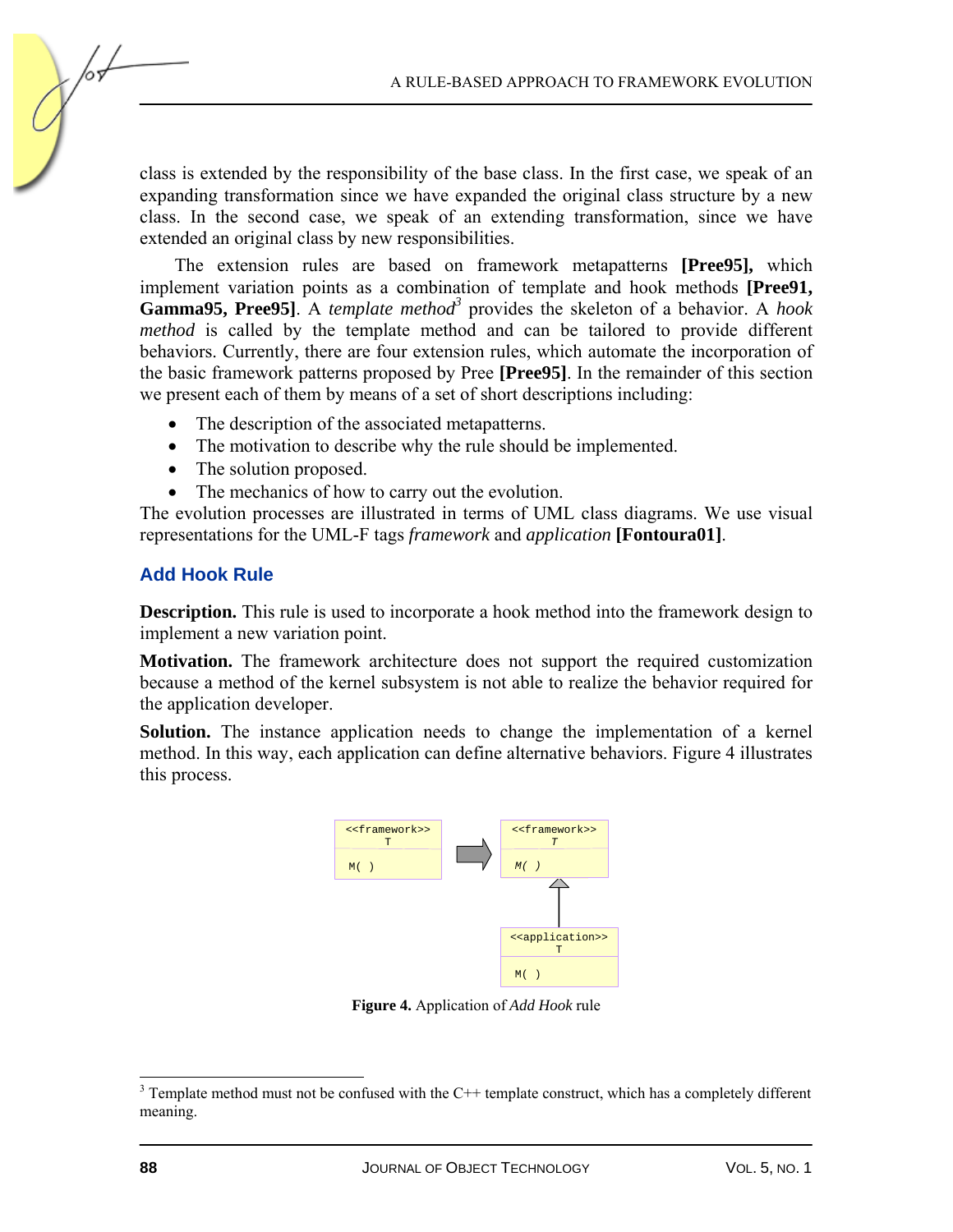class is extended by the responsibility of the base class. In the first case, we speak of an expanding transformation since we have expanded the original class structure by a new class. In the second case, we speak of an extending transformation, since we have extended an original class by new responsibilities.

The extension rules are based on framework metapatterns **[Pree95],** which implement variation points as a combination of template and hook methods **[Pree91, Gamma95, Pree95]**. A *template method*[3] provides the skeleton of a behavior. A *hook method* is called by the template method and can be tailored to provide different behaviors. Currently, there are four extension rules, which automate the incorporation of the basic framework patterns proposed by Pree **[Pree95]**. In the remainder of this section we present each of them by means of a set of short descriptions including:

- The description of the associated metapatterns.
- The motivation to describe why the rule should be implemented.
- The solution proposed.
- The mechanics of how to carry out the evolution.

The evolution processes are illustrated in terms of UML class diagrams. We use visual representations for the UML-F tags *framework* and *application* **[Fontoura01]**.

## Add Hook Rule

**Description.** This rule is used to incorporate a hook method into the framework design to implement a new variation point.

**Motivation.** The framework architecture does not support the required customization because a method of the kernel subsystem is not able to realize the behavior required for the application developer.

**Solution.** The instance application needs to change the implementation of a kernel method. In this way, each application can define alternative behaviors. Figure 4 illustrates this process.

**Figure 4.** Application of *Add Hook* rule

[3] Template method must not be confused with the C++ template construct, which has a completely different meaning.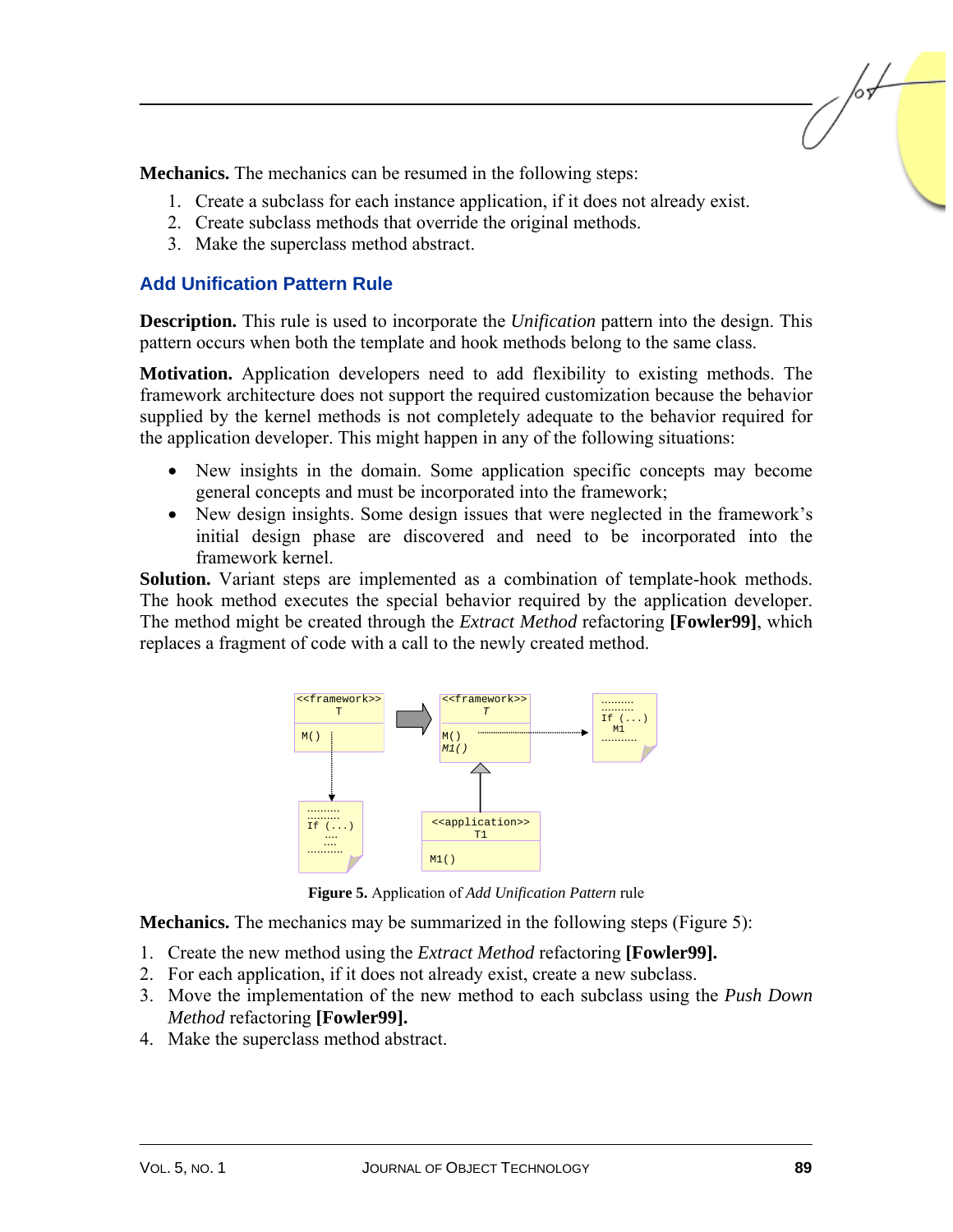**Mechanics.** The mechanics can be resumed in the following steps:

1. Create a subclass for each instance application, if it does not already exist.
2. Create subclass methods that override the original methods.
3. Make the superclass method abstract.

## Add Unification Pattern Rule

**Description.** This rule is used to incorporate the *Unification* pattern into the design. This pattern occurs when both the template and hook methods belong to the same class.

**Motivation.** Application developers need to add flexibility to existing methods. The framework architecture does not support the required customization because the behavior supplied by the kernel methods is not completely adequate to the behavior required for the application developer. This might happen in any of the following situations:

- New insights in the domain. Some application specific concepts may become general concepts and must be incorporated into the framework;
- New design insights. Some design issues that were neglected in the framework's initial design phase are discovered and need to be incorporated into the framework kernel.

**Solution.** Variant steps are implemented as a combination of template-hook methods. The hook method executes the special behavior required by the application developer. The method might be created through the *Extract Method* refactoring **[Fowler99]**, which replaces a fragment of code with a call to the newly created method.

**Figure 5.** Application of *Add Unification Pattern* rule

**Mechanics.** The mechanics may be summarized in the following steps (Figure 5):

1. Create the new method using the *Extract Method* refactoring **[Fowler99].**
2. For each application, if it does not already exist, create a new subclass.
3. Move the implementation of the new method to each subclass using the *Push Down Method* refactoring **[Fowler99].**
4. Make the superclass method abstract.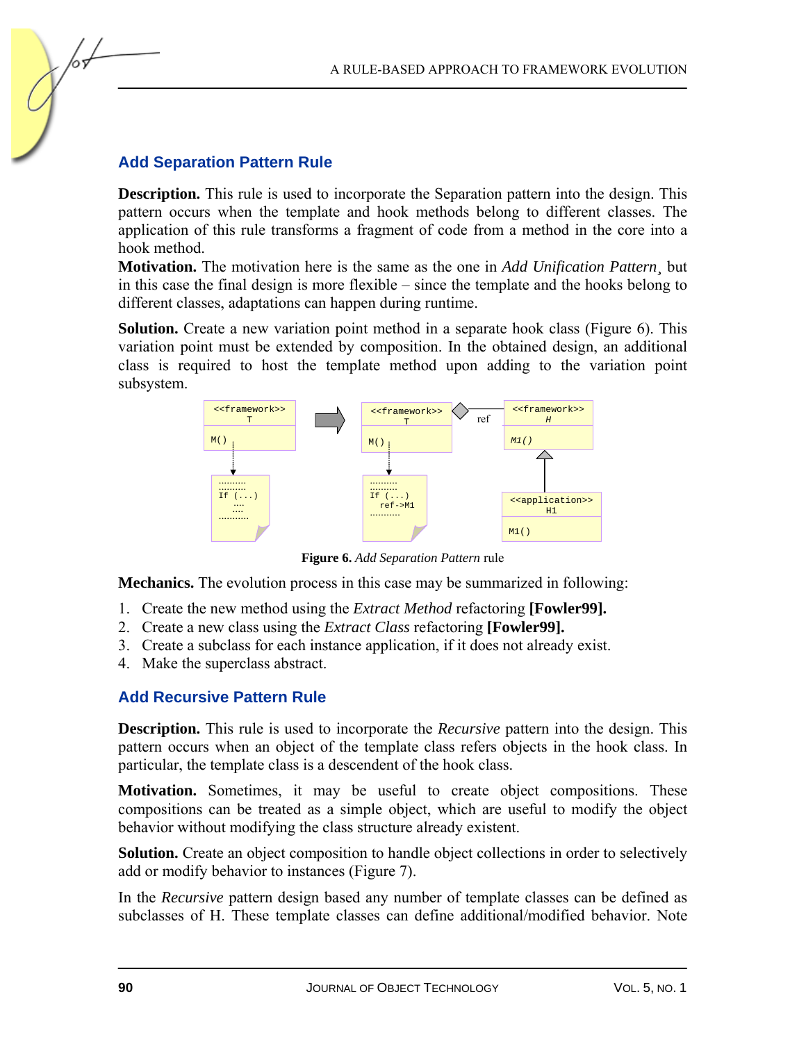## Add Separation Pattern Rule

**Description.** This rule is used to incorporate the Separation pattern into the design. This pattern occurs when the template and hook methods belong to different classes. The application of this rule transforms a fragment of code from a method in the core into a hook method.

**Motivation.** The motivation here is the same as the one in *Add Unification Pattern*¸ but in this case the final design is more flexible – since the template and the hooks belong to different classes, adaptations can happen during runtime.

**Solution.** Create a new variation point method in a separate hook class (Figure 6). This variation point must be extended by composition. In the obtained design, an additional class is required to host the template method upon adding to the variation point subsystem.

**Figure 6.** *Add Separation Pattern* rule

**Mechanics.** The evolution process in this case may be summarized in following:

1. Create the new method using the *Extract Method* refactoring **[Fowler99].**
2. Create a new class using the *Extract Class* refactoring **[Fowler99].**
3. Create a subclass for each instance application, if it does not already exist.
4. Make the superclass abstract.

## Add Recursive Pattern Rule

**Description.** This rule is used to incorporate the *Recursive* pattern into the design. This pattern occurs when an object of the template class refers objects in the hook class. In particular, the template class is a descendent of the hook class.

**Motivation.** Sometimes, it may be useful to create object compositions. These compositions can be treated as a simple object, which are useful to modify the object behavior without modifying the class structure already existent.

**Solution.** Create an object composition to handle object collections in order to selectively add or modify behavior to instances (Figure 7).

In the *Recursive* pattern design based any number of template classes can be defined as subclasses of H. These template classes can define additional/modified behavior. Note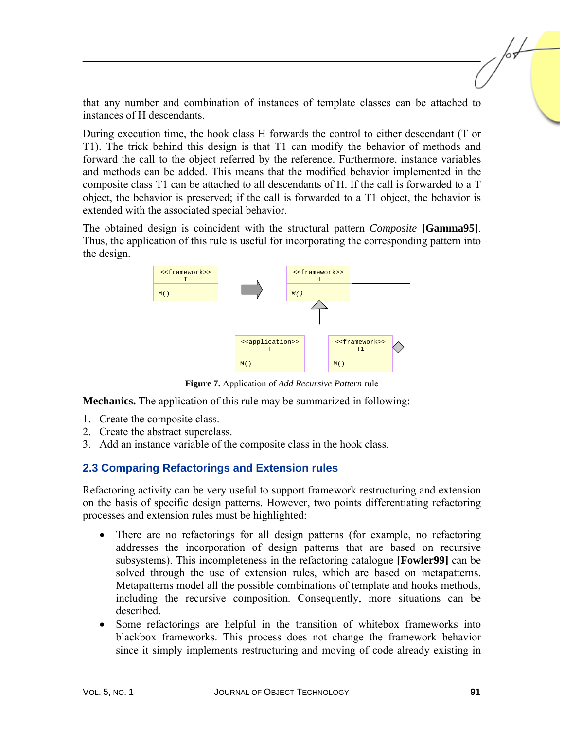that any number and combination of instances of template classes can be attached to instances of H descendants.

During execution time, the hook class H forwards the control to either descendant (T or T1). The trick behind this design is that T1 can modify the behavior of methods and forward the call to the object referred by the reference. Furthermore, instance variables and methods can be added. This means that the modified behavior implemented in the composite class T1 can be attached to all descendants of H. If the call is forwarded to a T object, the behavior is preserved; if the call is forwarded to a T1 object, the behavior is extended with the associated special behavior.

The obtained design is coincident with the structural pattern *Composite* **[Gamma95]**. Thus, the application of this rule is useful for incorporating the corresponding pattern into the design.

**Figure 7.** Application of *Add Recursive Pattern* rule

**Mechanics.** The application of this rule may be summarized in following:

1. Create the composite class.
2. Create the abstract superclass.
3. Add an instance variable of the composite class in the hook class.

## 2.3 Comparing Refactorings and Extension rules

Refactoring activity can be very useful to support framework restructuring and extension on the basis of specific design patterns. However, two points differentiating refactoring processes and extension rules must be highlighted:

- There are no refactorings for all design patterns (for example, no refactoring addresses the incorporation of design patterns that are based on recursive subsystems). This incompleteness in the refactoring catalogue **[Fowler99]** can be solved through the use of extension rules, which are based on metapatterns. Metapatterns model all the possible combinations of template and hooks methods, including the recursive composition. Consequently, more situations can be described.
- Some refactorings are helpful in the transition of whitebox frameworks into blackbox frameworks. This process does not change the framework behavior since it simply implements restructuring and moving of code already existing in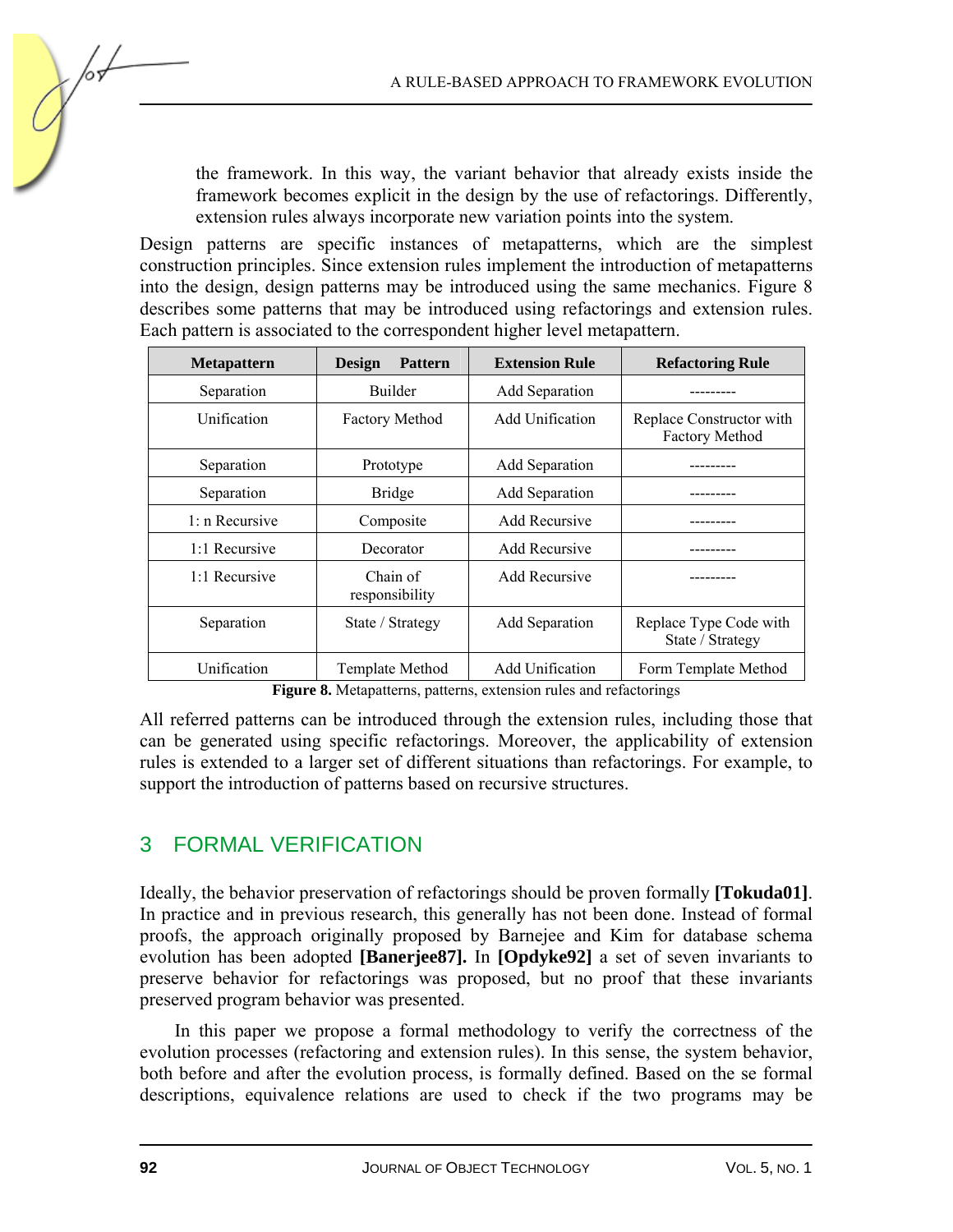the framework. In this way, the variant behavior that already exists inside the framework becomes explicit in the design by the use of refactorings. Differently, extension rules always incorporate new variation points into the system.

Design patterns are specific instances of metapatterns, which are the simplest construction principles. Since extension rules implement the introduction of metapatterns into the design, design patterns may be introduced using the same mechanics. Figure 8 describes some patterns that may be introduced using refactorings and extension rules. Each pattern is associated to the correspondent higher level metapattern.

| Metapattern | Design Pattern | Extension Rule | Refactoring Rule |
|---|---|---|---|
| Separation | Builder | Add Separation | --------- |
| Unification | Factory Method | Add Unification | Replace Constructor with Factory Method |
| Separation | Prototype | Add Separation | --------- |
| Separation | Bridge | Add Separation | --------- |
| 1: n Recursive | Composite | Add Recursive | --------- |
| 1:1 Recursive | Decorator | Add Recursive | --------- |
| 1:1 Recursive | Chain of responsibility | Add Recursive | --------- |
| Separation | State / Strategy | Add Separation | Replace Type Code with State / Strategy |
| Unification | Template Method | Add Unification | Form Template Method |

**Figure 8.** Metapatterns, patterns, extension rules and refactorings

All referred patterns can be introduced through the extension rules, including those that can be generated using specific refactorings. Moreover, the applicability of extension rules is extended to a larger set of different situations than refactorings. For example, to support the introduction of patterns based on recursive structures.

## 3 FORMAL VERIFICATION

Ideally, the behavior preservation of refactorings should be proven formally **[Tokuda01]**. In practice and in previous research, this generally has not been done. Instead of formal proofs, the approach originally proposed by Barnejee and Kim for database schema evolution has been adopted **[Banerjee87].** In **[Opdyke92]** a set of seven invariants to preserve behavior for refactorings was proposed, but no proof that these invariants preserved program behavior was presented.

In this paper we propose a formal methodology to verify the correctness of the evolution processes (refactoring and extension rules). In this sense, the system behavior, both before and after the evolution process, is formally defined. Based on the se formal descriptions, equivalence relations are used to check if the two programs may be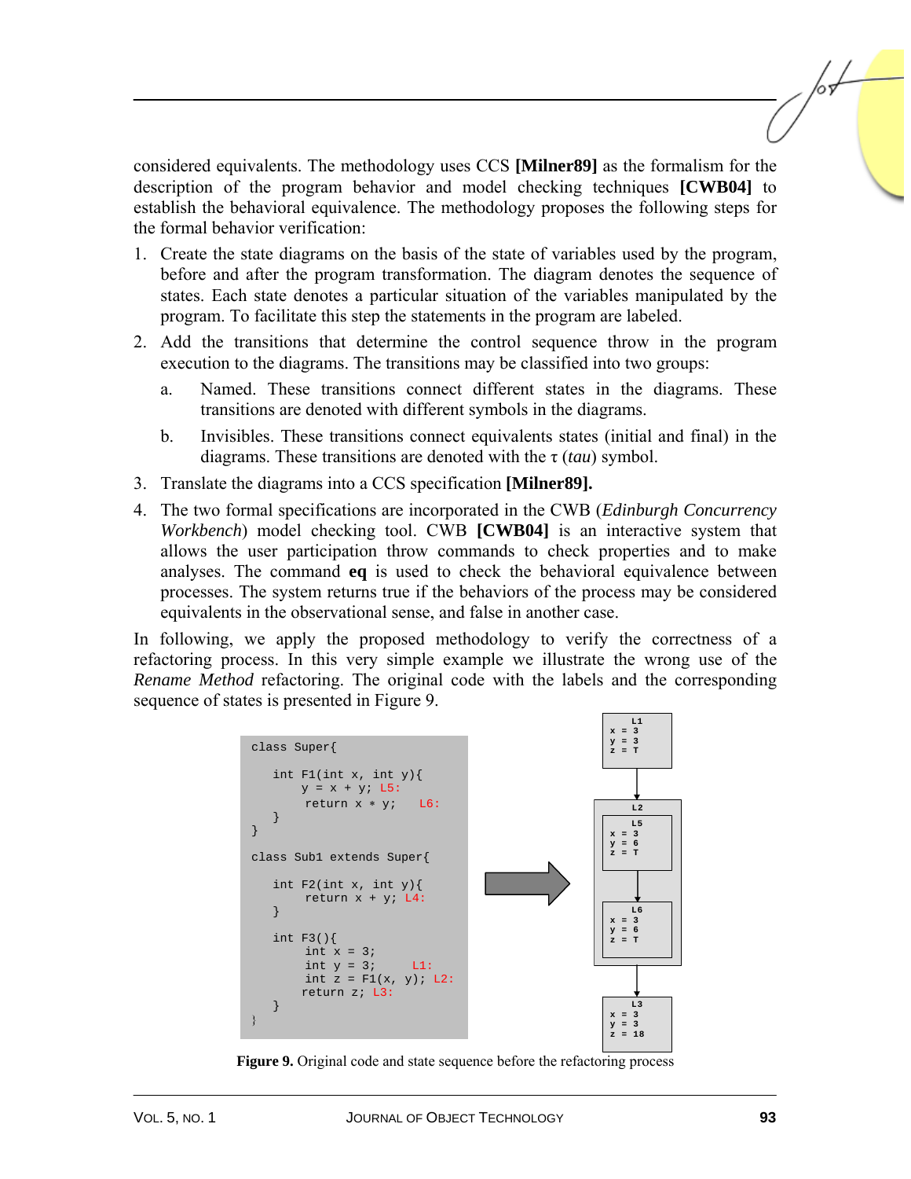considered equivalents. The methodology uses CCS **[Milner89]** as the formalism for the description of the program behavior and model checking techniques **[CWB04]** to establish the behavioral equivalence. The methodology proposes the following steps for the formal behavior verification:

1. Create the state diagrams on the basis of the state of variables used by the program, before and after the program transformation. The diagram denotes the sequence of states. Each state denotes a particular situation of the variables manipulated by the program. To facilitate this step the statements in the program are labeled.
2. Add the transitions that determine the control sequence throw in the program execution to the diagrams. The transitions may be classified into two groups:
   a. Named. These transitions connect different states in the diagrams. These transitions are denoted with different symbols in the diagrams.
   b. Invisibles. These transitions connect equivalents states (initial and final) in the diagrams. These transitions are denoted with the τ (*tau*) symbol.
3. Translate the diagrams into a CCS specification **[Milner89].**
4. The two formal specifications are incorporated in the CWB (*Edinburgh Concurrency Workbench*) model checking tool. CWB **[CWB04]** is an interactive system that allows the user participation throw commands to check properties and to make analyses. The command **eq** is used to check the behavioral equivalence between processes. The system returns true if the behaviors of the process may be considered equivalents in the observational sense, and false in another case.

In following, we apply the proposed methodology to verify the correctness of a refactoring process. In this very simple example we illustrate the wrong use of the *Rename Method* refactoring. The original code with the labels and the corresponding sequence of states is presented in Figure 9.

```
class Super{

   int F1(int x, int y){
       y = x + y; L5:
       return x * y;   L6:
   }
}

class Sub1 extends Super{

   int F2(int x, int y){
       return x + y; L4:
   }

   int F3(){
       int x = 3;
       int y = 3;      L1:
       int z = F1(x, y); L2:
       return z; L3:
   }
}
```

```
L1: x = 3, y = 3, z = T
  ↓
L2:
  L5: x = 3, y = 6, z = T
    ↓
  L6: x = 3, y = 6, z = T
  ↓
L3: x = 3, y = 3, z = 18
```

**Figure 9.** Original code and state sequence before the refactoring process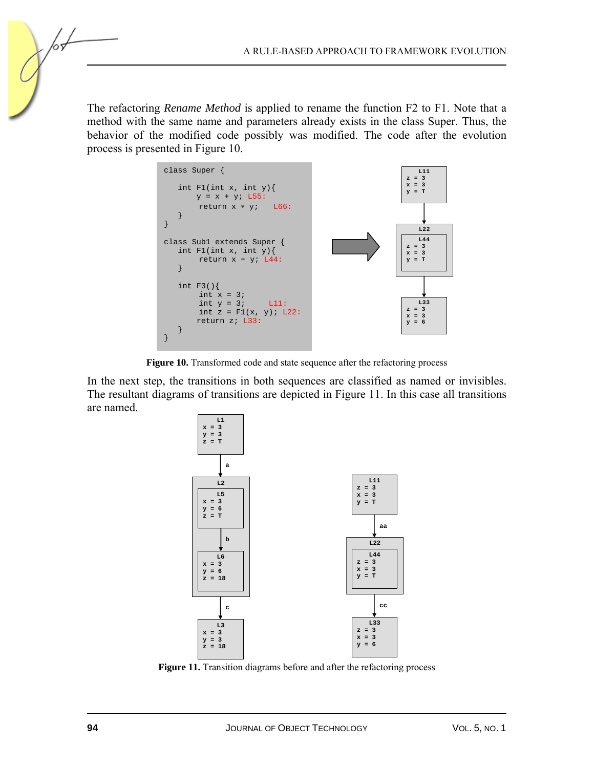The refactoring *Rename Method* is applied to rename the function F2 to F1. Note that a method with the same name and parameters already exists in the class Super. Thus, the behavior of the modified code possibly was modified. The code after the evolution process is presented in Figure 10.

```
class Super {

   int F1(int x, int y){
       y = x + y; L55:
        return x * y;    L66:
   }
}

class Sub1 extends Super {
   int F1(int x, int y){
        return x + y; L44:
   }

   int F3(){
        int x = 3;
        int y = 3;      L11:
        int z = F1(x, y); L22:
       return z; L33:
   }
}
```

```
L11
z = 3
x = 3
y = T
   |
   v
L22
 L44
 z = 3
 x = 3
 y = T
   |
   v
L33
z = 3
x = 3
y = 6
```

**Figure 10.** Transformed code and state sequence after the refactoring process

In the next step, the transitions in both sequences are classified as named or invisibles. The resultant diagrams of transitions are depicted in Figure 11. In this case all transitions are named.

```
L1                         L11
x = 3                      z = 3
y = 3                      x = 3
z = T                      y = T
  | a                        | aa
  v                          v
L2                         L22
 L5                         L44
 x = 3                      z = 3
 y = 6                      x = 3
 z = T                      y = T
   | b                       | cc
   v                         v
 L6                        L33
 x = 3                     z = 3
 y = 6                     x = 3
 z = 18                    y = 6
  | c
  v
L3
x = 3
y = 3
z = 18
```

**Figure 11.** Transition diagrams before and after the refactoring process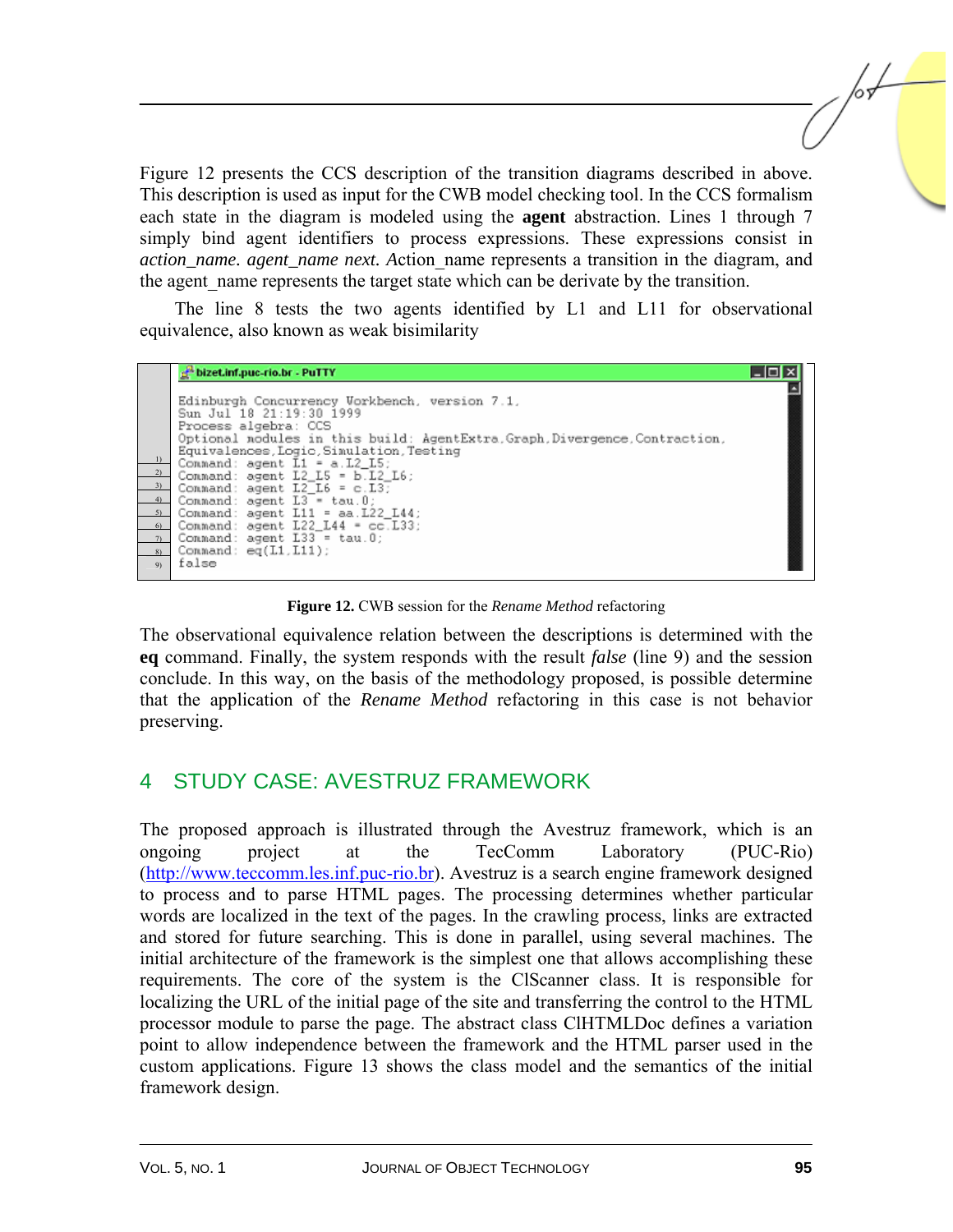Figure 12 presents the CCS description of the transition diagrams described in above. This description is used as input for the CWB model checking tool. In the CCS formalism each state in the diagram is modeled using the **agent** abstraction. Lines 1 through 7 simply bind agent identifiers to process expressions. These expressions consist in *action_name. agent_name next.* Action_name represents a transition in the diagram, and the agent_name represents the target state which can be derivate by the transition.

The line 8 tests the two agents identified by L1 and L11 for observational equivalence, also known as weak bisimilarity

```
bizet.inf.puc-rio.br - PuTTY

Edinburgh Concurrency Workbench, version 7.1,
Sun Jul 18 21:19:30 1999
Process algebra: CCS
Optional modules in this build: AgentExtra,Graph,Divergence,Contraction,
Equivalences,Logic,Simulation,Testing
1)  Command: agent L1 = a.L2_L5;
2)  Command: agent L2_L5 = b.L2_L6;
3)  Command: agent L2_L6 = c.L3;
4)  Command: agent L3 = tau.0;
5)  Command: agent L11 = aa.L22_L44;
6)  Command: agent L22_L44 = cc.L33;
7)  Command: agent L33 = tau.0;
8)  Command: eq(L1,L11);
9)  false
```

**Figure 12.** CWB session for the *Rename Method* refactoring

The observational equivalence relation between the descriptions is determined with the **eq** command. Finally, the system responds with the result *false* (line 9) and the session conclude. In this way, on the basis of the methodology proposed, is possible determine that the application of the *Rename Method* refactoring in this case is not behavior preserving.

## 4 STUDY CASE: AVESTRUZ FRAMEWORK

The proposed approach is illustrated through the Avestruz framework, which is an ongoing project at the TecComm Laboratory (PUC-Rio) (http://www.teccomm.les.inf.puc-rio.br). Avestruz is a search engine framework designed to process and to parse HTML pages. The processing determines whether particular words are localized in the text of the pages. In the crawling process, links are extracted and stored for future searching. This is done in parallel, using several machines. The initial architecture of the framework is the simplest one that allows accomplishing these requirements. The core of the system is the ClScanner class. It is responsible for localizing the URL of the initial page of the site and transferring the control to the HTML processor module to parse the page. The abstract class ClHTMLDoc defines a variation point to allow independence between the framework and the HTML parser used in the custom applications. Figure 13 shows the class model and the semantics of the initial framework design.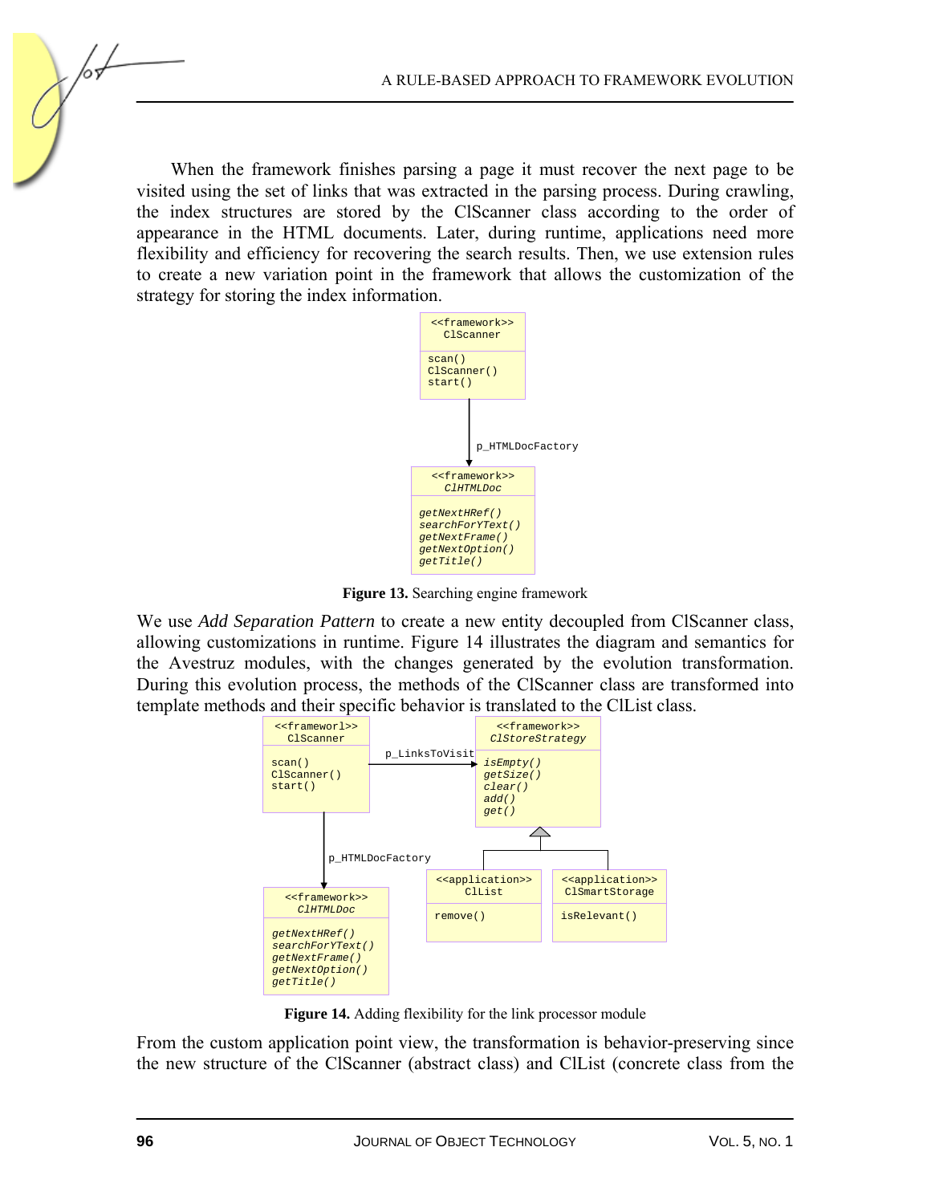When the framework finishes parsing a page it must recover the next page to be visited using the set of links that was extracted in the parsing process. During crawling, the index structures are stored by the ClScanner class according to the order of appearance in the HTML documents. Later, during runtime, applications need more flexibility and efficiency for recovering the search results. Then, we use extension rules to create a new variation point in the framework that allows the customization of the strategy for storing the index information.

**Figure 13.** Searching engine framework

We use *Add Separation Pattern* to create a new entity decoupled from ClScanner class, allowing customizations in runtime. Figure 14 illustrates the diagram and semantics for the Avestruz modules, with the changes generated by the evolution transformation. During this evolution process, the methods of the ClScanner class are transformed into template methods and their specific behavior is translated to the ClList class.

**Figure 14.** Adding flexibility for the link processor module

From the custom application point view, the transformation is behavior-preserving since the new structure of the ClScanner (abstract class) and ClList (concrete class from the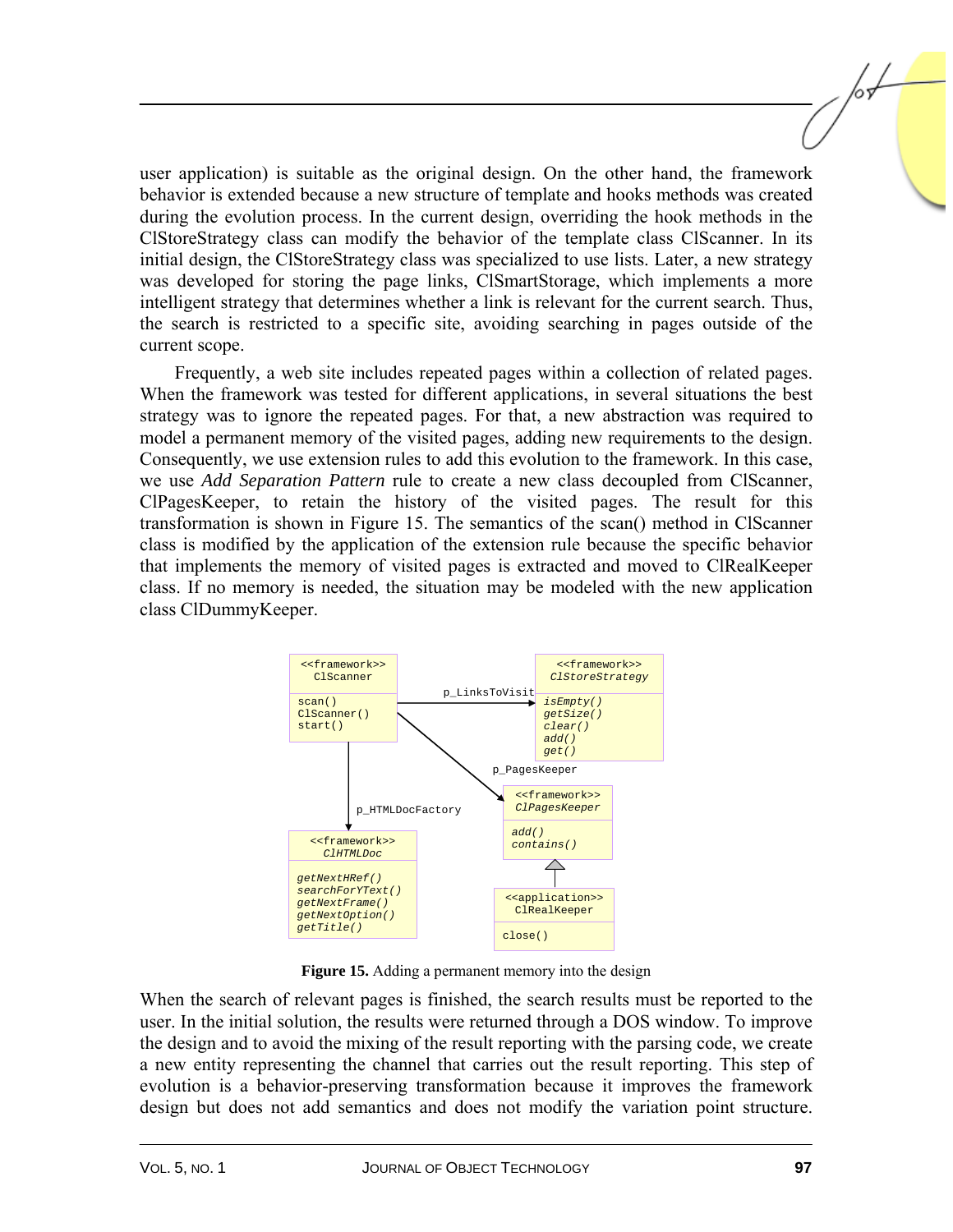user application) is suitable as the original design. On the other hand, the framework behavior is extended because a new structure of template and hooks methods was created during the evolution process. In the current design, overriding the hook methods in the ClStoreStrategy class can modify the behavior of the template class ClScanner. In its initial design, the ClStoreStrategy class was specialized to use lists. Later, a new strategy was developed for storing the page links, ClSmartStorage, which implements a more intelligent strategy that determines whether a link is relevant for the current search. Thus, the search is restricted to a specific site, avoiding searching in pages outside of the current scope.

Frequently, a web site includes repeated pages within a collection of related pages. When the framework was tested for different applications, in several situations the best strategy was to ignore the repeated pages. For that, a new abstraction was required to model a permanent memory of the visited pages, adding new requirements to the design. Consequently, we use extension rules to add this evolution to the framework. In this case, we use *Add Separation Pattern* rule to create a new class decoupled from ClScanner, ClPagesKeeper, to retain the history of the visited pages. The result for this transformation is shown in Figure 15. The semantics of the scan() method in ClScanner class is modified by the application of the extension rule because the specific behavior that implements the memory of visited pages is extracted and moved to ClRealKeeper class. If no memory is needed, the situation may be modeled with the new application class ClDummyKeeper.

**Figure 15.** Adding a permanent memory into the design

When the search of relevant pages is finished, the search results must be reported to the user. In the initial solution, the results were returned through a DOS window. To improve the design and to avoid the mixing of the result reporting with the parsing code, we create a new entity representing the channel that carries out the result reporting. This step of evolution is a behavior-preserving transformation because it improves the framework design but does not add semantics and does not modify the variation point structure.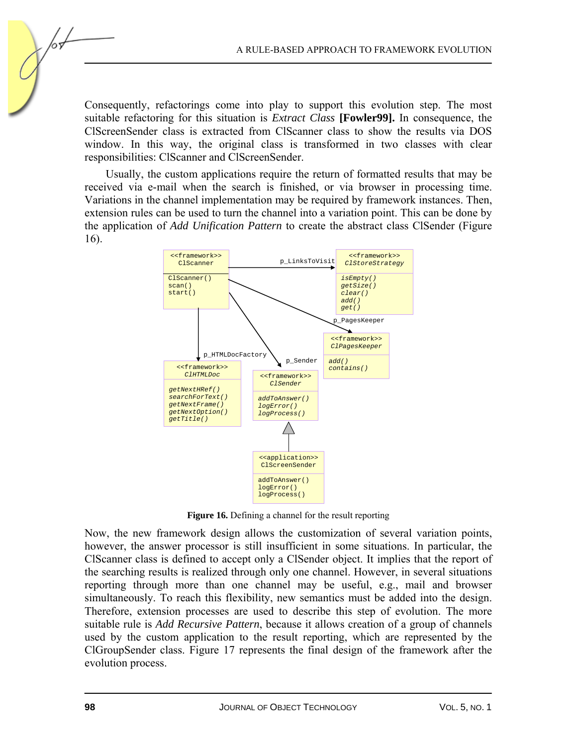Consequently, refactorings come into play to support this evolution step. The most suitable refactoring for this situation is *Extract Class* **[Fowler99].** In consequence, the ClScreenSender class is extracted from ClScanner class to show the results via DOS window. In this way, the original class is transformed in two classes with clear responsibilities: ClScanner and ClScreenSender.

Usually, the custom applications require the return of formatted results that may be received via e-mail when the search is finished, or via browser in processing time. Variations in the channel implementation may be required by framework instances. Then, extension rules can be used to turn the channel into a variation point. This can be done by the application of *Add Unification Pattern* to create the abstract class ClSender (Figure 16).

**Figure 16.** Defining a channel for the result reporting

Now, the new framework design allows the customization of several variation points, however, the answer processor is still insufficient in some situations. In particular, the ClScanner class is defined to accept only a ClSender object. It implies that the report of the searching results is realized through only one channel. However, in several situations reporting through more than one channel may be useful, e.g., mail and browser simultaneously. To reach this flexibility, new semantics must be added into the design. Therefore, extension processes are used to describe this step of evolution. The more suitable rule is *Add Recursive Pattern*, because it allows creation of a group of channels used by the custom application to the result reporting, which are represented by the ClGroupSender class. Figure 17 represents the final design of the framework after the evolution process.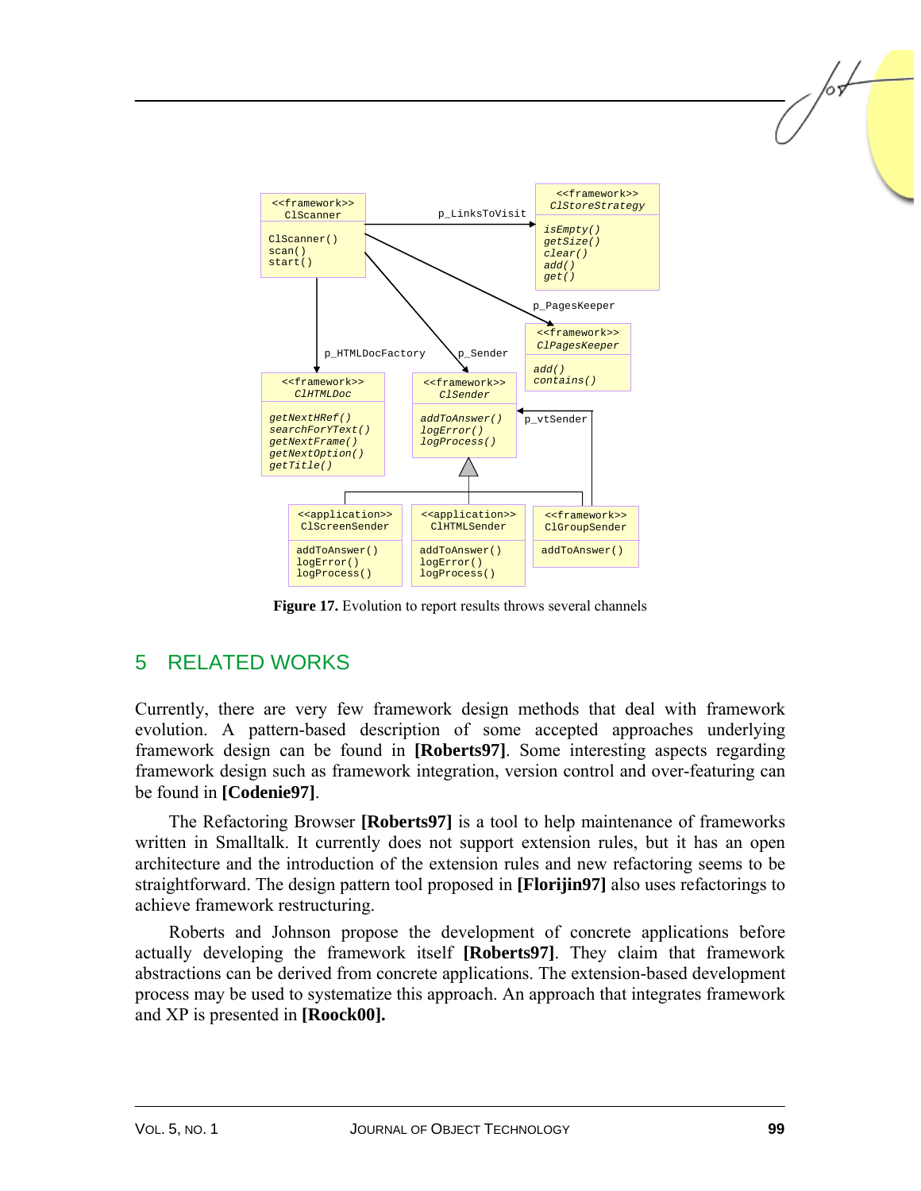Figure 17. Evolution to report results throws several channels

## 5 RELATED WORKS

Currently, there are very few framework design methods that deal with framework evolution. A pattern-based description of some accepted approaches underlying framework design can be found in **[Roberts97]**. Some interesting aspects regarding framework design such as framework integration, version control and over-featuring can be found in **[Codenie97]**.

The Refactoring Browser **[Roberts97]** is a tool to help maintenance of frameworks written in Smalltalk. It currently does not support extension rules, but it has an open architecture and the introduction of the extension rules and new refactoring seems to be straightforward. The design pattern tool proposed in **[Florijin97]** also uses refactorings to achieve framework restructuring.

Roberts and Johnson propose the development of concrete applications before actually developing the framework itself **[Roberts97]**. They claim that framework abstractions can be derived from concrete applications. The extension-based development process may be used to systematize this approach. An approach that integrates framework and XP is presented in **[Roock00].**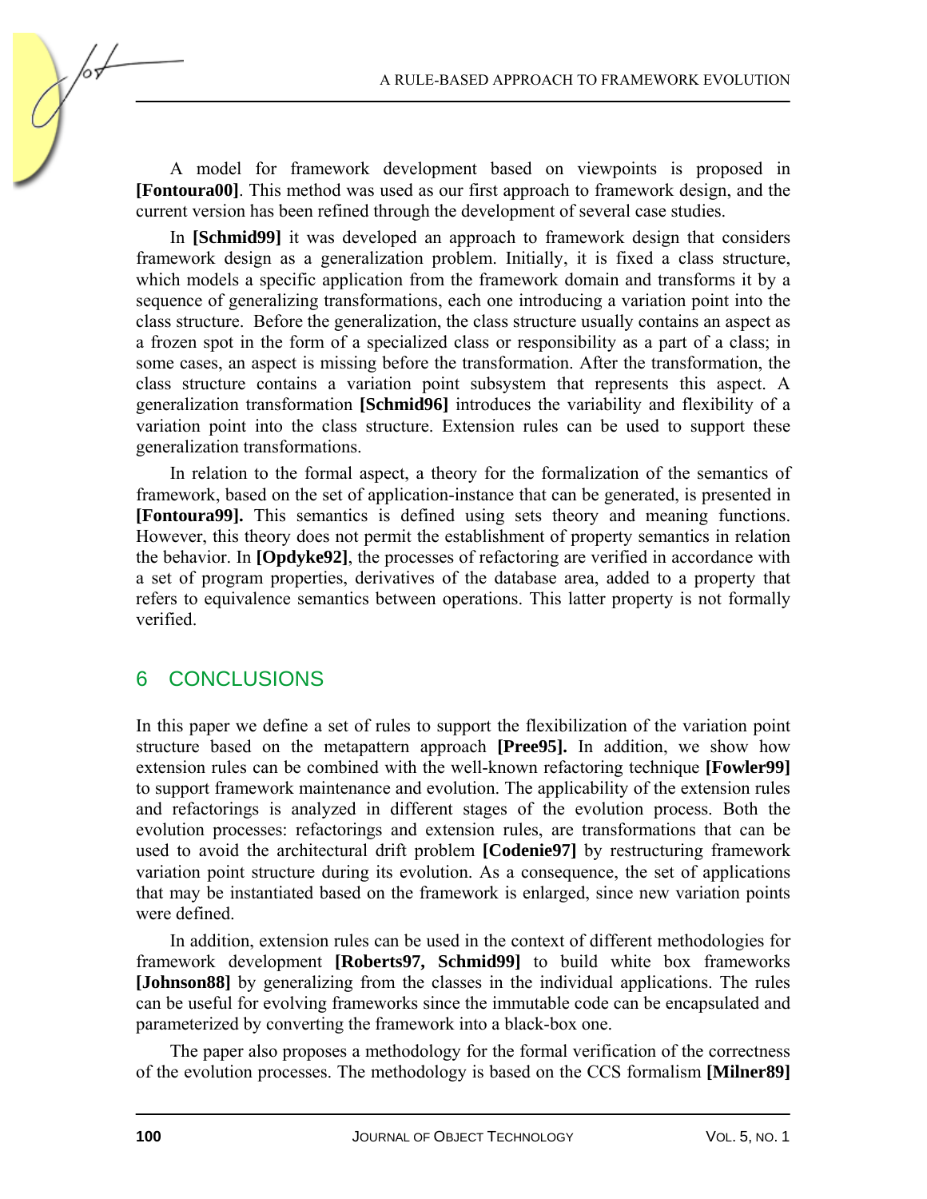A model for framework development based on viewpoints is proposed in **[Fontoura00]**. This method was used as our first approach to framework design, and the current version has been refined through the development of several case studies.

In **[Schmid99]** it was developed an approach to framework design that considers framework design as a generalization problem. Initially, it is fixed a class structure, which models a specific application from the framework domain and transforms it by a sequence of generalizing transformations, each one introducing a variation point into the class structure. Before the generalization, the class structure usually contains an aspect as a frozen spot in the form of a specialized class or responsibility as a part of a class; in some cases, an aspect is missing before the transformation. After the transformation, the class structure contains a variation point subsystem that represents this aspect. A generalization transformation **[Schmid96]** introduces the variability and flexibility of a variation point into the class structure. Extension rules can be used to support these generalization transformations.

In relation to the formal aspect, a theory for the formalization of the semantics of framework, based on the set of application-instance that can be generated, is presented in **[Fontoura99].** This semantics is defined using sets theory and meaning functions. However, this theory does not permit the establishment of property semantics in relation the behavior. In **[Opdyke92]**, the processes of refactoring are verified in accordance with a set of program properties, derivatives of the database area, added to a property that refers to equivalence semantics between operations. This latter property is not formally verified.

## 6 CONCLUSIONS

In this paper we define a set of rules to support the flexibilization of the variation point structure based on the metapattern approach **[Pree95].** In addition, we show how extension rules can be combined with the well-known refactoring technique **[Fowler99]** to support framework maintenance and evolution. The applicability of the extension rules and refactorings is analyzed in different stages of the evolution process. Both the evolution processes: refactorings and extension rules, are transformations that can be used to avoid the architectural drift problem **[Codenie97]** by restructuring framework variation point structure during its evolution. As a consequence, the set of applications that may be instantiated based on the framework is enlarged, since new variation points were defined.

In addition, extension rules can be used in the context of different methodologies for framework development **[Roberts97, Schmid99]** to build white box frameworks **[Johnson88]** by generalizing from the classes in the individual applications. The rules can be useful for evolving frameworks since the immutable code can be encapsulated and parameterized by converting the framework into a black-box one.

The paper also proposes a methodology for the formal verification of the correctness of the evolution processes. The methodology is based on the CCS formalism **[Milner89]**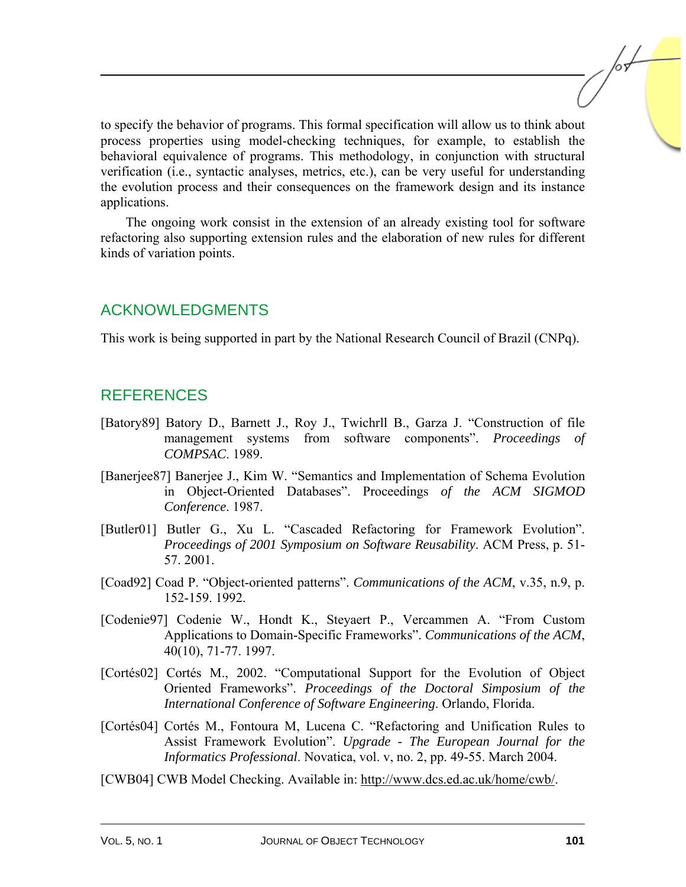to specify the behavior of programs. This formal specification will allow us to think about process properties using model-checking techniques, for example, to establish the behavioral equivalence of programs. This methodology, in conjunction with structural verification (i.e., syntactic analyses, metrics, etc.), can be very useful for understanding the evolution process and their consequences on the framework design and its instance applications.

The ongoing work consist in the extension of an already existing tool for software refactoring also supporting extension rules and the elaboration of new rules for different kinds of variation points.

## ACKNOWLEDGMENTS

This work is being supported in part by the National Research Council of Brazil (CNPq).

## REFERENCES

[Batory89] Batory D., Barnett J., Roy J., Twichrll B., Garza J. "Construction of file management systems from software components". *Proceedings of COMPSAC*. 1989.

[Banerjee87] Banerjee J., Kim W. "Semantics and Implementation of Schema Evolution in Object-Oriented Databases". Proceedings *of the ACM SIGMOD Conference*. 1987.

[Butler01] Butler G., Xu L. "Cascaded Refactoring for Framework Evolution". *Proceedings of 2001 Symposium on Software Reusability*. ACM Press, p. 51-57. 2001.

[Coad92] Coad P. "Object-oriented patterns". *Communications of the ACM*, v.35, n.9, p. 152-159. 1992.

[Codenie97] Codenie W., Hondt K., Steyaert P., Vercammen A. "From Custom Applications to Domain-Specific Frameworks". *Communications of the ACM*, 40(10), 71-77. 1997.

[Cortés02] Cortés M., 2002. "Computational Support for the Evolution of Object Oriented Frameworks". *Proceedings of the Doctoral Simposium of the International Conference of Software Engineering*. Orlando, Florida.

[Cortés04] Cortés M., Fontoura M, Lucena C. "Refactoring and Unification Rules to Assist Framework Evolution". *Upgrade - The European Journal for the Informatics Professional*. Novatica, vol. v, no. 2, pp. 49-55. March 2004.

[CWB04] CWB Model Checking. Available in: http://www.dcs.ed.ac.uk/home/cwb/.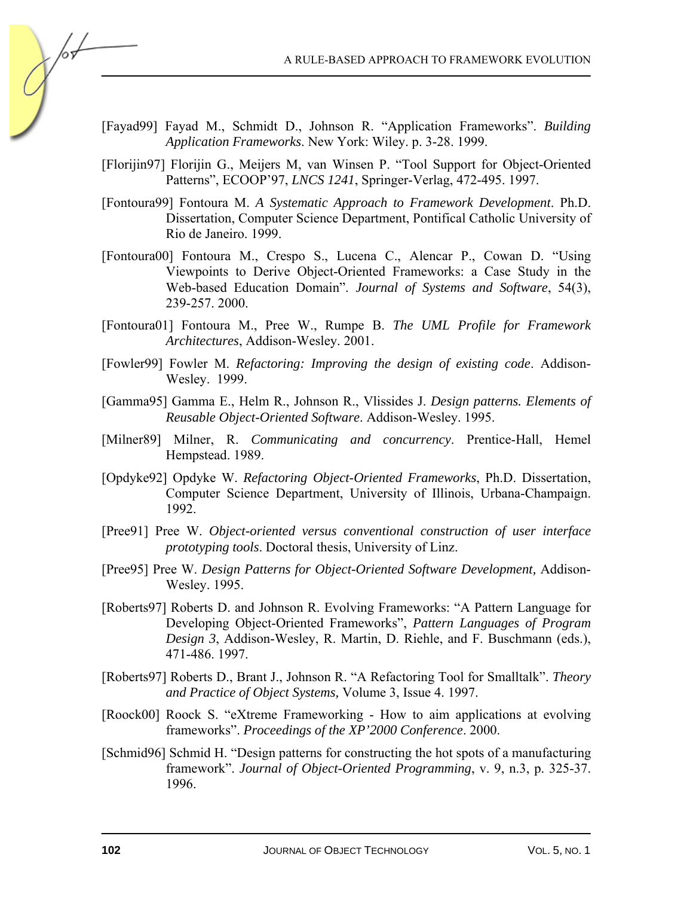[Fayad99] Fayad M., Schmidt D., Johnson R. "Application Frameworks". *Building Application Frameworks*. New York: Wiley. p. 3-28. 1999.

[Florijin97] Florijin G., Meijers M, van Winsen P. "Tool Support for Object-Oriented Patterns", ECOOP'97, *LNCS 1241*, Springer-Verlag, 472-495. 1997.

[Fontoura99] Fontoura M. *A Systematic Approach to Framework Development*. Ph.D. Dissertation, Computer Science Department, Pontifical Catholic University of Rio de Janeiro. 1999.

[Fontoura00] Fontoura M., Crespo S., Lucena C., Alencar P., Cowan D. "Using Viewpoints to Derive Object-Oriented Frameworks: a Case Study in the Web-based Education Domain". *Journal of Systems and Software*, 54(3), 239-257. 2000.

[Fontoura01] Fontoura M., Pree W., Rumpe B. *The UML Profile for Framework Architectures*, Addison-Wesley. 2001.

[Fowler99] Fowler M. *Refactoring: Improving the design of existing code*. Addison-Wesley. 1999.

[Gamma95] Gamma E., Helm R., Johnson R., Vlissides J. *Design patterns. Elements of Reusable Object-Oriented Software*. Addison-Wesley. 1995.

[Milner89] Milner, R. *Communicating and concurrency*. Prentice-Hall, Hemel Hempstead. 1989.

[Opdyke92] Opdyke W. *Refactoring Object-Oriented Frameworks*, Ph.D. Dissertation, Computer Science Department, University of Illinois, Urbana-Champaign. 1992.

[Pree91] Pree W. *Object-oriented versus conventional construction of user interface prototyping tools*. Doctoral thesis, University of Linz.

[Pree95] Pree W. *Design Patterns for Object-Oriented Software Development,* Addison-Wesley. 1995.

[Roberts97] Roberts D. and Johnson R. Evolving Frameworks: "A Pattern Language for Developing Object-Oriented Frameworks", *Pattern Languages of Program Design 3*, Addison-Wesley, R. Martin, D. Riehle, and F. Buschmann (eds.), 471-486. 1997.

[Roberts97] Roberts D., Brant J., Johnson R. "A Refactoring Tool for Smalltalk". *Theory and Practice of Object Systems,* Volume 3, Issue 4. 1997.

[Roock00] Roock S. "eXtreme Frameworking - How to aim applications at evolving frameworks". *Proceedings of the XP'2000 Conference*. 2000.

[Schmid96] Schmid H. "Design patterns for constructing the hot spots of a manufacturing framework". *Journal of Object-Oriented Programming*, v. 9, n.3, p. 325-37. 1996.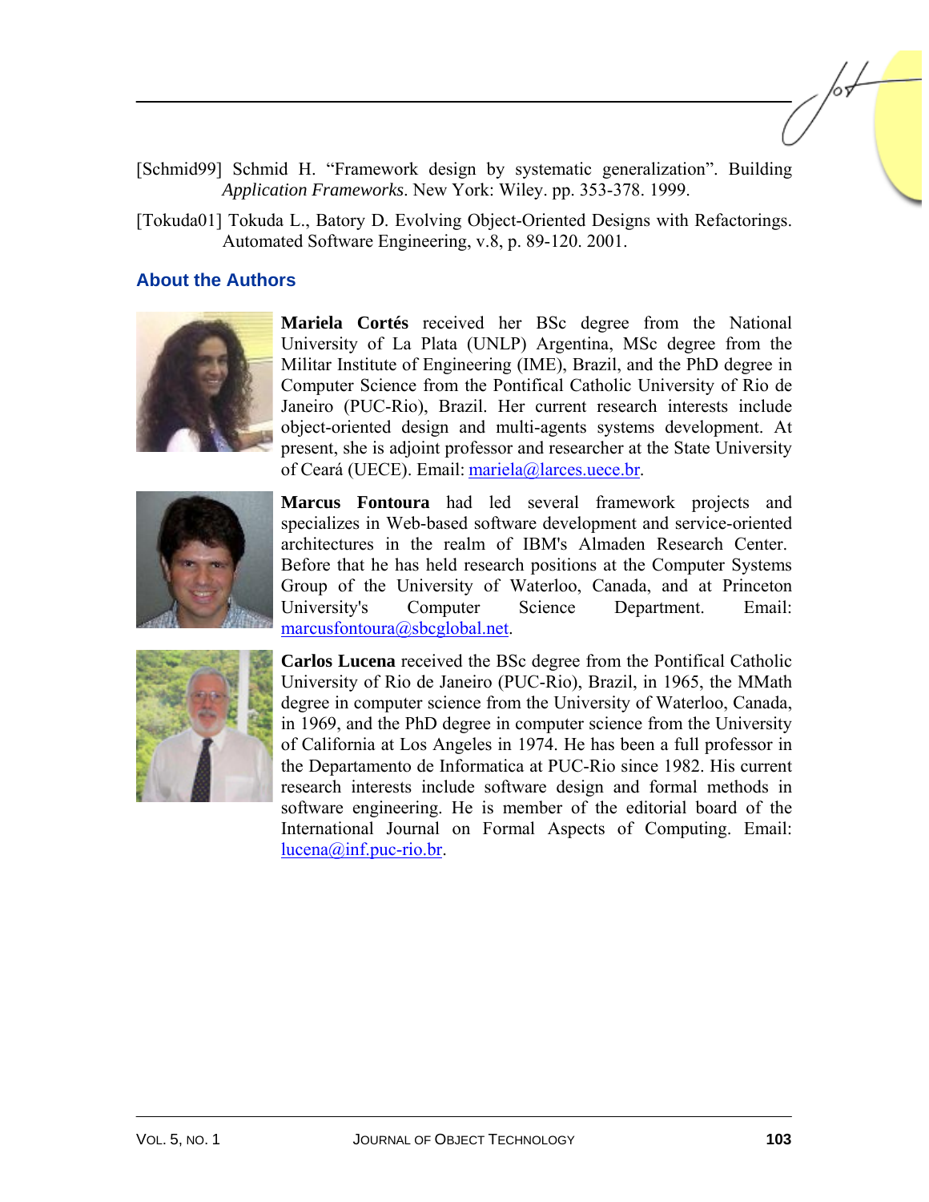[Schmid99] Schmid H. "Framework design by systematic generalization". Building *Application Frameworks*. New York: Wiley. pp. 353-378. 1999.

[Tokuda01] Tokuda L., Batory D. Evolving Object-Oriented Designs with Refactorings. Automated Software Engineering, v.8, p. 89-120. 2001.

## About the Authors

**Mariela Cortés** received her BSc degree from the National University of La Plata (UNLP) Argentina, MSc degree from the Militar Institute of Engineering (IME), Brazil, and the PhD degree in Computer Science from the Pontifical Catholic University of Rio de Janeiro (PUC-Rio), Brazil. Her current research interests include object-oriented design and multi-agents systems development. At present, she is adjoint professor and researcher at the State University of Ceará (UECE). Email: mariela@larces.uece.br.

**Marcus Fontoura** had led several framework projects and specializes in Web-based software development and service-oriented architectures in the realm of IBM's Almaden Research Center. Before that he has held research positions at the Computer Systems Group of the University of Waterloo, Canada, and at Princeton University's Computer Science Department. Email: marcusfontoura@sbcglobal.net.

**Carlos Lucena** received the BSc degree from the Pontifical Catholic University of Rio de Janeiro (PUC-Rio), Brazil, in 1965, the MMath degree in computer science from the University of Waterloo, Canada, in 1969, and the PhD degree in computer science from the University of California at Los Angeles in 1974. He has been a full professor in the Departamento de Informatica at PUC-Rio since 1982. His current research interests include software design and formal methods in software engineering. He is member of the editorial board of the International Journal on Formal Aspects of Computing. Email: lucena@inf.puc-rio.br.